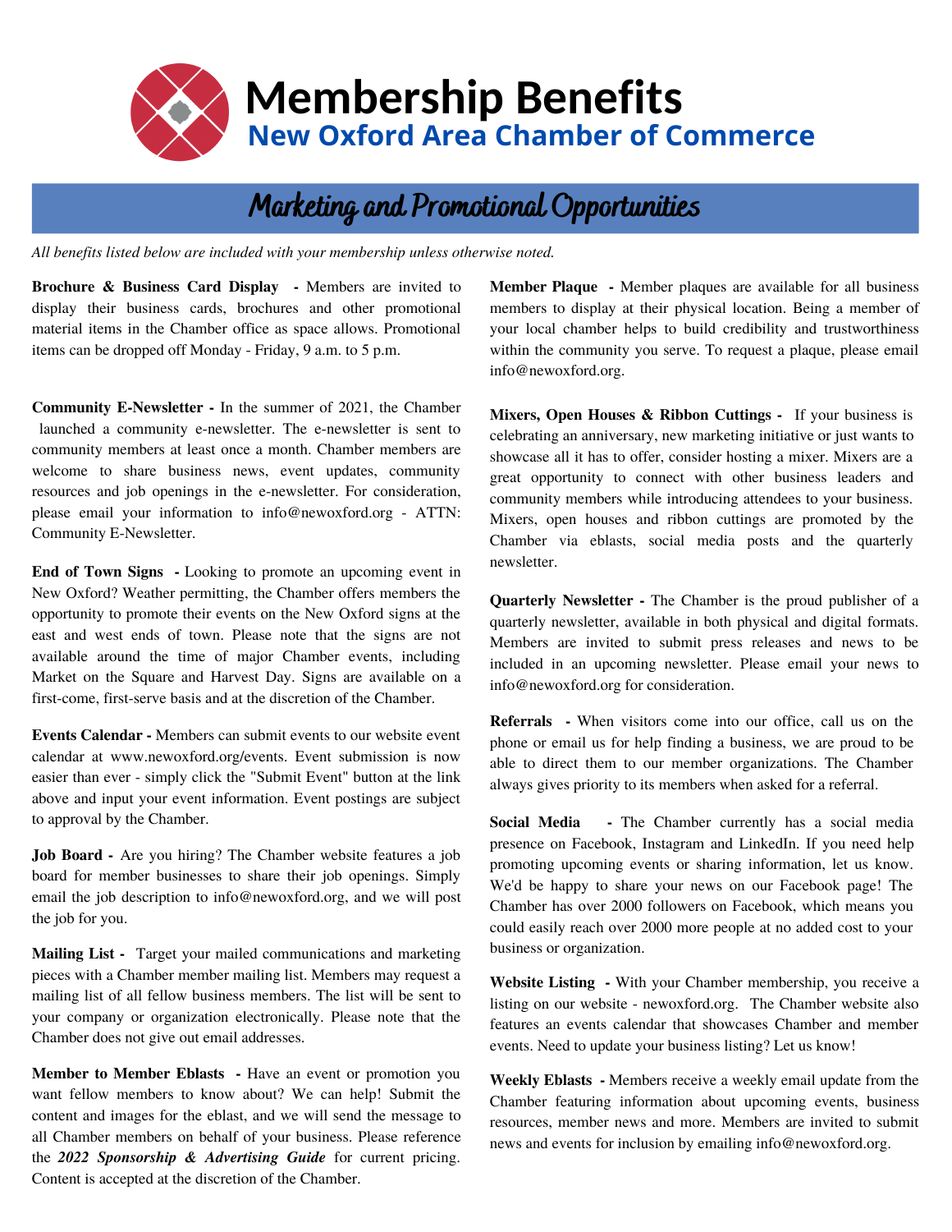# Membership Benefits

## New Oxford Area Chamber of Commerce

## Marketing and Promotional Opportunities

*All benefits listed below are included with your membership unless otherwise noted.*

**Brochure & Business Card Display -** Members are invited to display their business cards, brochures and other promotional material items in the Chamber office as space allows. Promotional items can be dropped off Monday - Friday, 9 a.m. to 5 p.m.

**Community E-Newsletter -** In the summer of 2021, the Chamber launched a community e-newsletter. The e-newsletter is sent to community members at least once a month. Chamber members are welcome to share business news, event updates, community resources and job openings in the e-newsletter. For consideration, please email your information to info@newoxford.org - ATTN: Community E-Newsletter.

**End of Town Signs -** Looking to promote an upcoming event in New Oxford? Weather permitting, the Chamber offers members the opportunity to promote their events on the New Oxford signs at the east and west ends of town. Please note that the signs are not available around the time of major Chamber events, including Market on the Square and Harvest Day. Signs are available on a first-come, first-serve basis and at the discretion of the Chamber.

**Events Calendar -** Members can submit events to our website event calendar at www.newoxford.org/events. Event submission is now easier than ever - simply click the "Submit Event" button at the link above and input your event information. Event postings are subject to approval by the Chamber.

**Job Board -** Are you hiring? The Chamber website features a job board for member businesses to share their job openings. Simply email the job description to info@newoxford.org, and we will post the job for you.

**Mailing List -** Target your mailed communications and marketing pieces with a Chamber member mailing list. Members may request a mailing list of all fellow business members. The list will be sent to your company or organization electronically. Please note that the Chamber does not give out email addresses.

**Member to Member Eblasts -** Have an event or promotion you want fellow members to know about? We can help! Submit the content and images for the eblast, and we will send the message to all Chamber members on behalf of your business. Please reference the ***2022 Sponsorship & Advertising Guide*** for current pricing. Content is accepted at the discretion of the Chamber.

**Member Plaque -** Member plaques are available for all business members to display at their physical location. Being a member of your local chamber helps to build credibility and trustworthiness within the community you serve. To request a plaque, please email info@newoxford.org.

**Mixers, Open Houses & Ribbon Cuttings -** If your business is celebrating an anniversary, new marketing initiative or just wants to showcase all it has to offer, consider hosting a mixer. Mixers are a great opportunity to connect with other business leaders and community members while introducing attendees to your business. Mixers, open houses and ribbon cuttings are promoted by the Chamber via eblasts, social media posts and the quarterly newsletter.

**Quarterly Newsletter -** The Chamber is the proud publisher of a quarterly newsletter, available in both physical and digital formats. Members are invited to submit press releases and news to be included in an upcoming newsletter. Please email your news to info@newoxford.org for consideration.

**Referrals -** When visitors come into our office, call us on the phone or email us for help finding a business, we are proud to be able to direct them to our member organizations. The Chamber always gives priority to its members when asked for a referral.

**Social Media -** The Chamber currently has a social media presence on Facebook, Instagram and LinkedIn. If you need help promoting upcoming events or sharing information, let us know. We'd be happy to share your news on our Facebook page! The Chamber has over 2000 followers on Facebook, which means you could easily reach over 2000 more people at no added cost to your business or organization.

**Website Listing -** With your Chamber membership, you receive a listing on our website - newoxford.org. The Chamber website also features an events calendar that showcases Chamber and member events. Need to update your business listing? Let us know!

**Weekly Eblasts -** Members receive a weekly email update from the Chamber featuring information about upcoming events, business resources, member news and more. Members are invited to submit news and events for inclusion by emailing info@newoxford.org.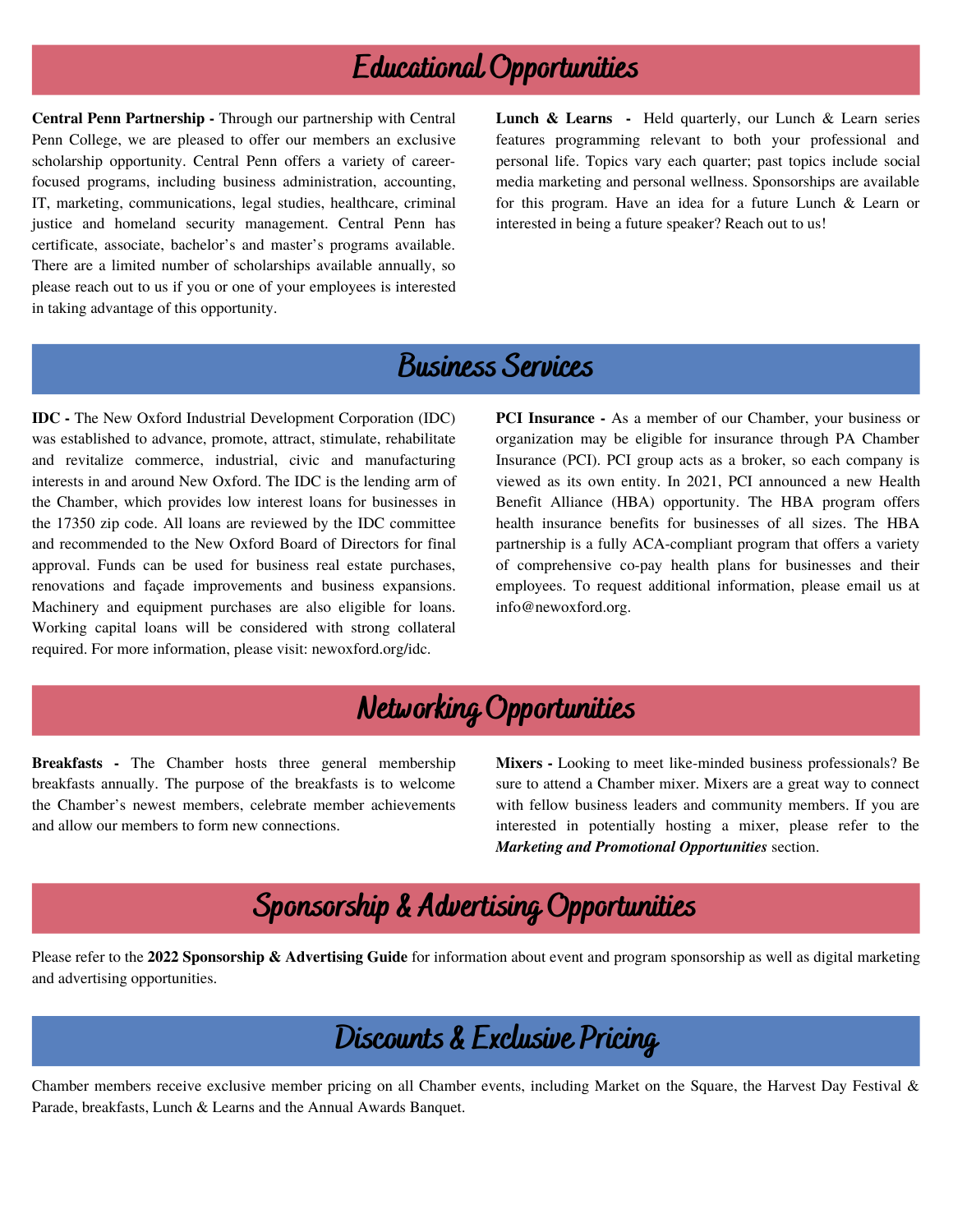## Educational Opportunities

**Central Penn Partnership -** Through our partnership with Central Penn College, we are pleased to offer our members an exclusive scholarship opportunity. Central Penn offers a variety of career-focused programs, including business administration, accounting, IT, marketing, communications, legal studies, healthcare, criminal justice and homeland security management. Central Penn has certificate, associate, bachelor's and master's programs available. There are a limited number of scholarships available annually, so please reach out to us if you or one of your employees is interested in taking advantage of this opportunity.

**Lunch & Learns -** Held quarterly, our Lunch & Learn series features programming relevant to both your professional and personal life. Topics vary each quarter; past topics include social media marketing and personal wellness. Sponsorships are available for this program. Have an idea for a future Lunch & Learn or interested in being a future speaker? Reach out to us!

## Business Services

**IDC -** The New Oxford Industrial Development Corporation (IDC) was established to advance, promote, attract, stimulate, rehabilitate and revitalize commerce, industrial, civic and manufacturing interests in and around New Oxford. The IDC is the lending arm of the Chamber, which provides low interest loans for businesses in the 17350 zip code. All loans are reviewed by the IDC committee and recommended to the New Oxford Board of Directors for final approval. Funds can be used for business real estate purchases, renovations and façade improvements and business expansions. Machinery and equipment purchases are also eligible for loans. Working capital loans will be considered with strong collateral required. For more information, please visit: newoxford.org/idc.

**PCI Insurance -** As a member of our Chamber, your business or organization may be eligible for insurance through PA Chamber Insurance (PCI). PCI group acts as a broker, so each company is viewed as its own entity. In 2021, PCI announced a new Health Benefit Alliance (HBA) opportunity. The HBA program offers health insurance benefits for businesses of all sizes. The HBA partnership is a fully ACA-compliant program that offers a variety of comprehensive co-pay health plans for businesses and their employees. To request additional information, please email us at info@newoxford.org.

## Networking Opportunities

**Breakfasts -** The Chamber hosts three general membership breakfasts annually. The purpose of the breakfasts is to welcome the Chamber's newest members, celebrate member achievements and allow our members to form new connections.

**Mixers -** Looking to meet like-minded business professionals? Be sure to attend a Chamber mixer. Mixers are a great way to connect with fellow business leaders and community members. If you are interested in potentially hosting a mixer, please refer to the ***Marketing and Promotional Opportunities*** section.

## Sponsorship & Advertising Opportunities

Please refer to the **2022 Sponsorship & Advertising Guide** for information about event and program sponsorship as well as digital marketing and advertising opportunities.

## Discounts & Exclusive Pricing

Chamber members receive exclusive member pricing on all Chamber events, including Market on the Square, the Harvest Day Festival & Parade, breakfasts, Lunch & Learns and the Annual Awards Banquet.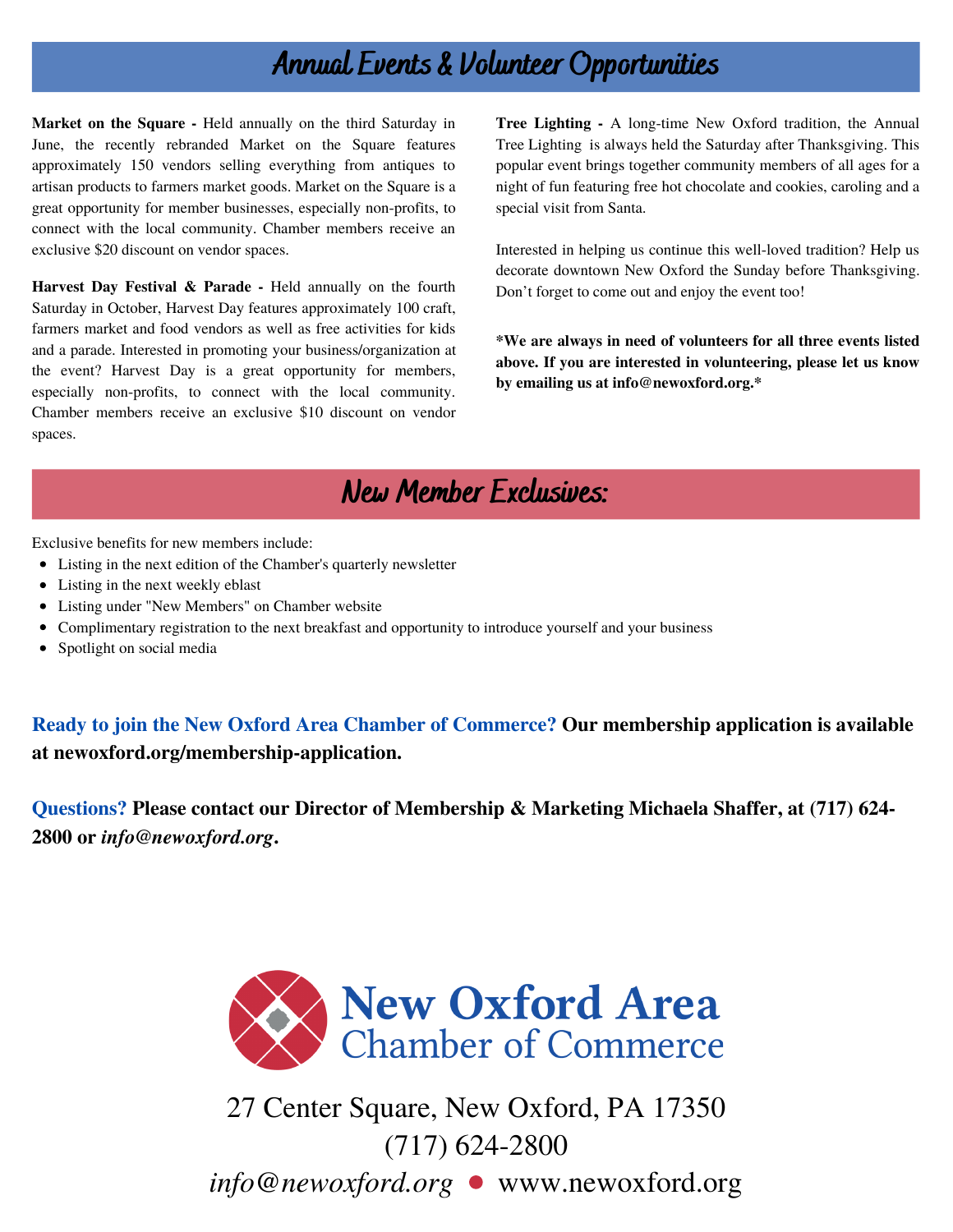## Annual Events & Volunteer Opportunities

**Market on the Square -** Held annually on the third Saturday in June, the recently rebranded Market on the Square features approximately 150 vendors selling everything from antiques to artisan products to farmers market goods. Market on the Square is a great opportunity for member businesses, especially non-profits, to connect with the local community. Chamber members receive an exclusive $20 discount on vendor spaces.

**Harvest Day Festival & Parade -** Held annually on the fourth Saturday in October, Harvest Day features approximately 100 craft, farmers market and food vendors as well as free activities for kids and a parade. Interested in promoting your business/organization at the event? Harvest Day is a great opportunity for members, especially non-profits, to connect with the local community. Chamber members receive an exclusive $10 discount on vendor spaces.

**Tree Lighting -** A long-time New Oxford tradition, the Annual Tree Lighting is always held the Saturday after Thanksgiving. This popular event brings together community members of all ages for a night of fun featuring free hot chocolate and cookies, caroling and a special visit from Santa.

Interested in helping us continue this well-loved tradition? Help us decorate downtown New Oxford the Sunday before Thanksgiving. Don't forget to come out and enjoy the event too!

**\*We are always in need of volunteers for all three events listed above. If you are interested in volunteering, please let us know by emailing us at info@newoxford.org.\***

## New Member Exclusives:

Exclusive benefits for new members include:

- Listing in the next edition of the Chamber's quarterly newsletter
- Listing in the next weekly eblast
- Listing under "New Members" on Chamber website
- Complimentary registration to the next breakfast and opportunity to introduce yourself and your business
- Spotlight on social media

**Ready to join the New Oxford Area Chamber of Commerce? Our membership application is available at newoxford.org/membership-application.**

**Questions? Please contact our Director of Membership & Marketing Michaela Shaffer, at (717) 624-2800 or *info@newoxford.org*.**

**New Oxford Area**
Chamber of Commerce

27 Center Square, New Oxford, PA 17350
(717) 624-2800
*info@newoxford.org* • www.newoxford.org